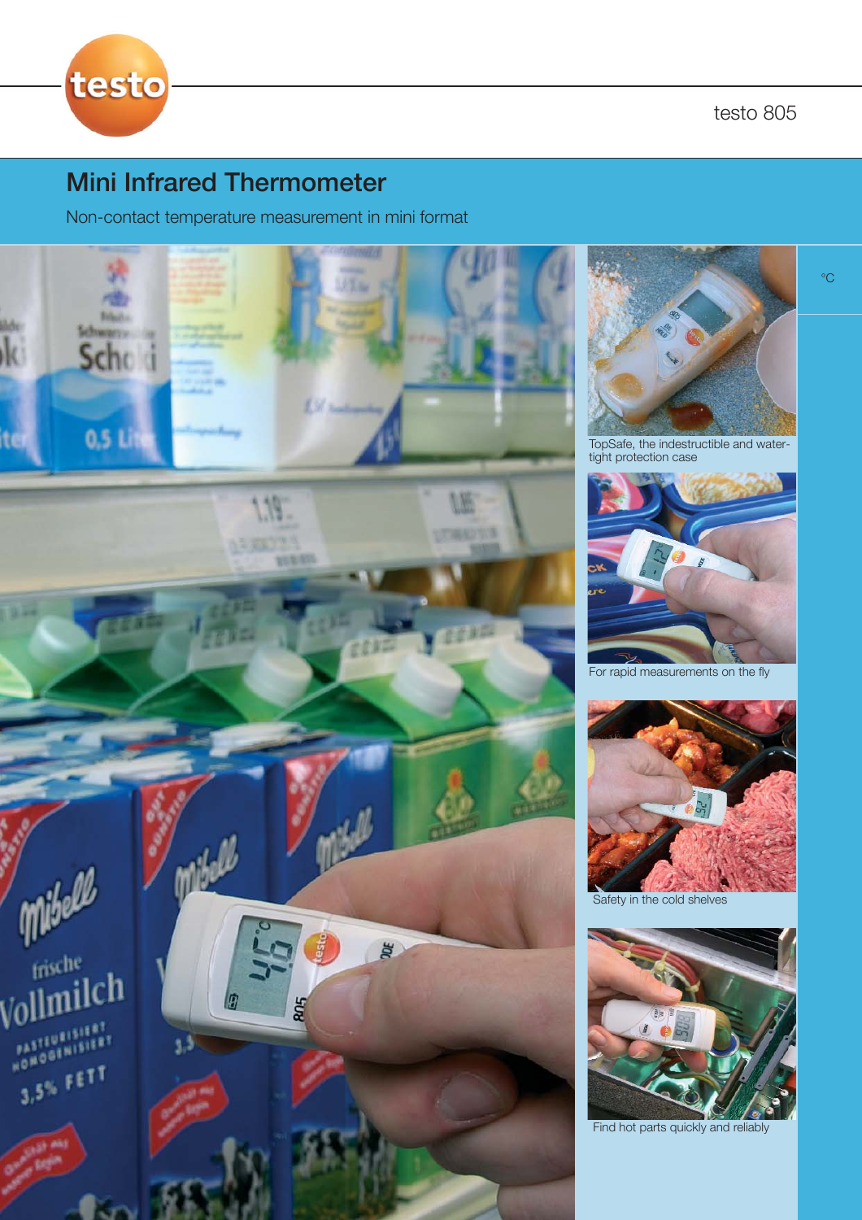testo 805

# Mini Infrared Thermometer

Non-contact temperature measurement in mini format

°C

TopSafe, the indestructible and water-tight protection case

For rapid measurements on the fly

Safety in the cold shelves

Find hot parts quickly and reliably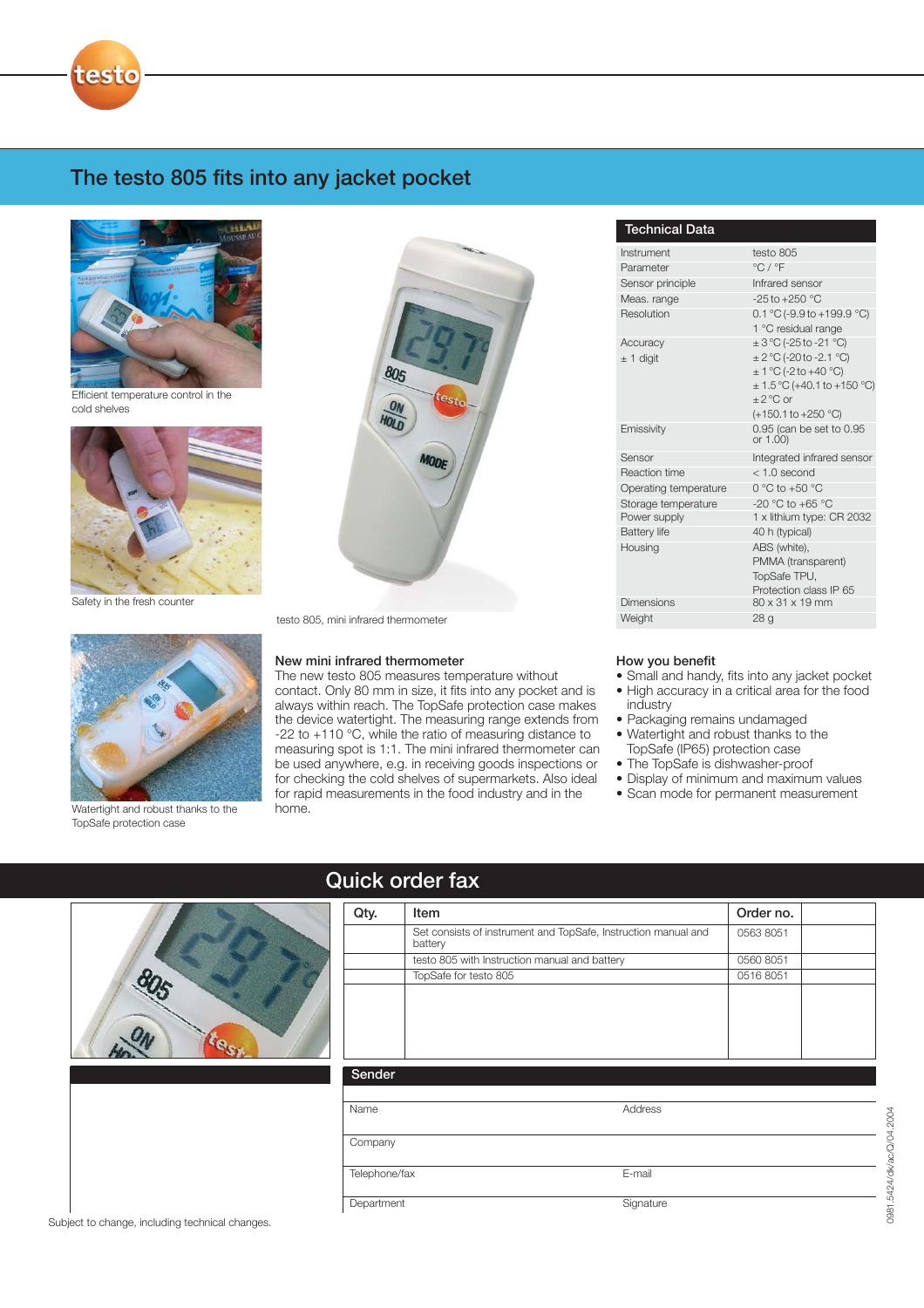# The testo 805 fits into any jacket pocket

Efficient temperature control in the cold shelves

Safety in the fresh counter

testo 805, mini infrared thermometer

| Technical Data | |
|---|---|
| Instrument | testo 805 |
| Parameter | °C / °F |
| Sensor principle | Infrared sensor |
| Meas. range | -25 to +250 °C |
| Resolution | 0.1 °C (-9.9 to +199.9 °C)<br>1 °C residual range |
| Accuracy<br>± 1 digit | ± 3 °C (-25 to -21 °C)<br>± 2 °C (-20 to -2.1 °C)<br>± 1 °C (-2 to +40 °C)<br>± 1.5 °C (+40.1 to +150 °C)<br>± 2 °C or<br>(+150.1 to +250 °C) |
| Emissivity | 0.95 (can be set to 0.95 or 1.00) |
| Sensor | Integrated infrared sensor |
| Reaction time | < 1.0 second |
| Operating temperature | 0 °C to +50 °C |
| Storage temperature | -20 °C to +65 °C |
| Power supply | 1 x lithium type: CR 2032 |
| Battery life | 40 h (typical) |
| Housing | ABS (white),<br>PMMA (transparent)<br>TopSafe TPU,<br>Protection class IP 65 |
| Dimensions | 80 x 31 x 19 mm |
| Weight | 28 g |

Watertight and robust thanks to the TopSafe protection case

### New mini infrared thermometer

The new testo 805 measures temperature without contact. Only 80 mm in size, it fits into any pocket and is always within reach. The TopSafe protection case makes the device watertight. The measuring range extends from -22 to +110 °C, while the ratio of measuring distance to measuring spot is 1:1. The mini infrared thermometer can be used anywhere, e.g. in receiving goods inspections or for checking the cold shelves of supermarkets. Also ideal for rapid measurements in the food industry and in the home.

### How you benefit

- Small and handy, fits into any jacket pocket
- High accuracy in a critical area for the food industry
- Packaging remains undamaged
- Watertight and robust thanks to the TopSafe (IP65) protection case
- The TopSafe is dishwasher-proof
- Display of minimum and maximum values
- Scan mode for permanent measurement

## Quick order fax

| Qty. | Item | Order no. | |
|---|---|---|---|
| | Set consists of instrument and TopSafe, Instruction manual and battery | 0563 8051 | |
| | testo 805 with Instruction manual and battery | 0560 8051 | |
| | TopSafe for testo 805 | 0516 8051 | |

**Sender**

| | |
|---|---|
| Name | Address |
| Company | |
| Telephone/fax | E-mail |
| Department | Signature |

Subject to change, including technical changes.

0981.5424/dk/ac/Q/04.2004